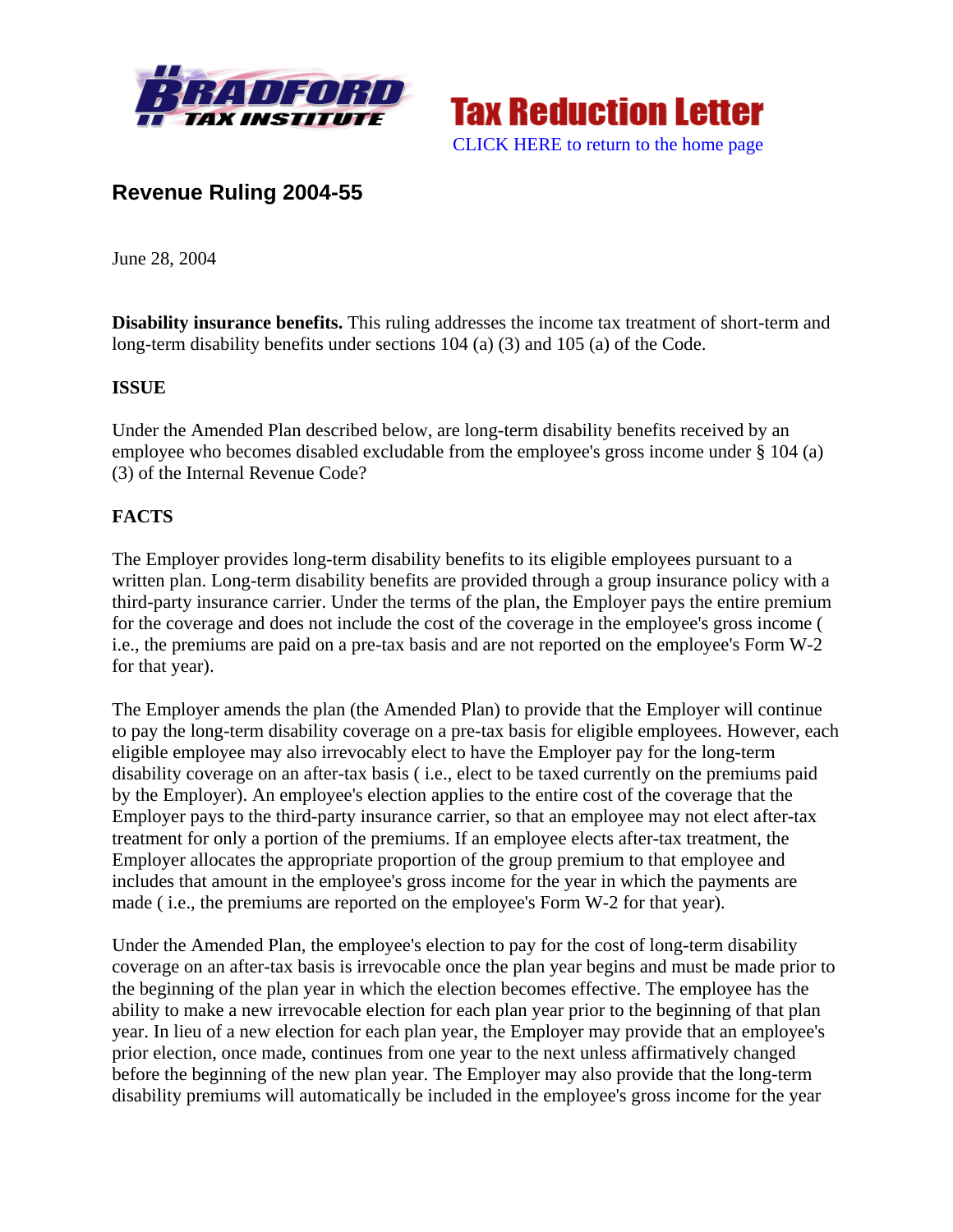Tax Reduction Letter

CLICK HERE to return to the home page

## Revenue Ruling 2004-55

June 28, 2004

**Disability insurance benefits.** This ruling addresses the income tax treatment of short-term and long-term disability benefits under sections 104 (a) (3) and 105 (a) of the Code.

**ISSUE**

Under the Amended Plan described below, are long-term disability benefits received by an employee who becomes disabled excludable from the employee's gross income under § 104 (a) (3) of the Internal Revenue Code?

**FACTS**

The Employer provides long-term disability benefits to its eligible employees pursuant to a written plan. Long-term disability benefits are provided through a group insurance policy with a third-party insurance carrier. Under the terms of the plan, the Employer pays the entire premium for the coverage and does not include the cost of the coverage in the employee's gross income ( i.e., the premiums are paid on a pre-tax basis and are not reported on the employee's Form W-2 for that year).

The Employer amends the plan (the Amended Plan) to provide that the Employer will continue to pay the long-term disability coverage on a pre-tax basis for eligible employees. However, each eligible employee may also irrevocably elect to have the Employer pay for the long-term disability coverage on an after-tax basis ( i.e., elect to be taxed currently on the premiums paid by the Employer). An employee's election applies to the entire cost of the coverage that the Employer pays to the third-party insurance carrier, so that an employee may not elect after-tax treatment for only a portion of the premiums. If an employee elects after-tax treatment, the Employer allocates the appropriate proportion of the group premium to that employee and includes that amount in the employee's gross income for the year in which the payments are made ( i.e., the premiums are reported on the employee's Form W-2 for that year).

Under the Amended Plan, the employee's election to pay for the cost of long-term disability coverage on an after-tax basis is irrevocable once the plan year begins and must be made prior to the beginning of the plan year in which the election becomes effective. The employee has the ability to make a new irrevocable election for each plan year prior to the beginning of that plan year. In lieu of a new election for each plan year, the Employer may provide that an employee's prior election, once made, continues from one year to the next unless affirmatively changed before the beginning of the new plan year. The Employer may also provide that the long-term disability premiums will automatically be included in the employee's gross income for the year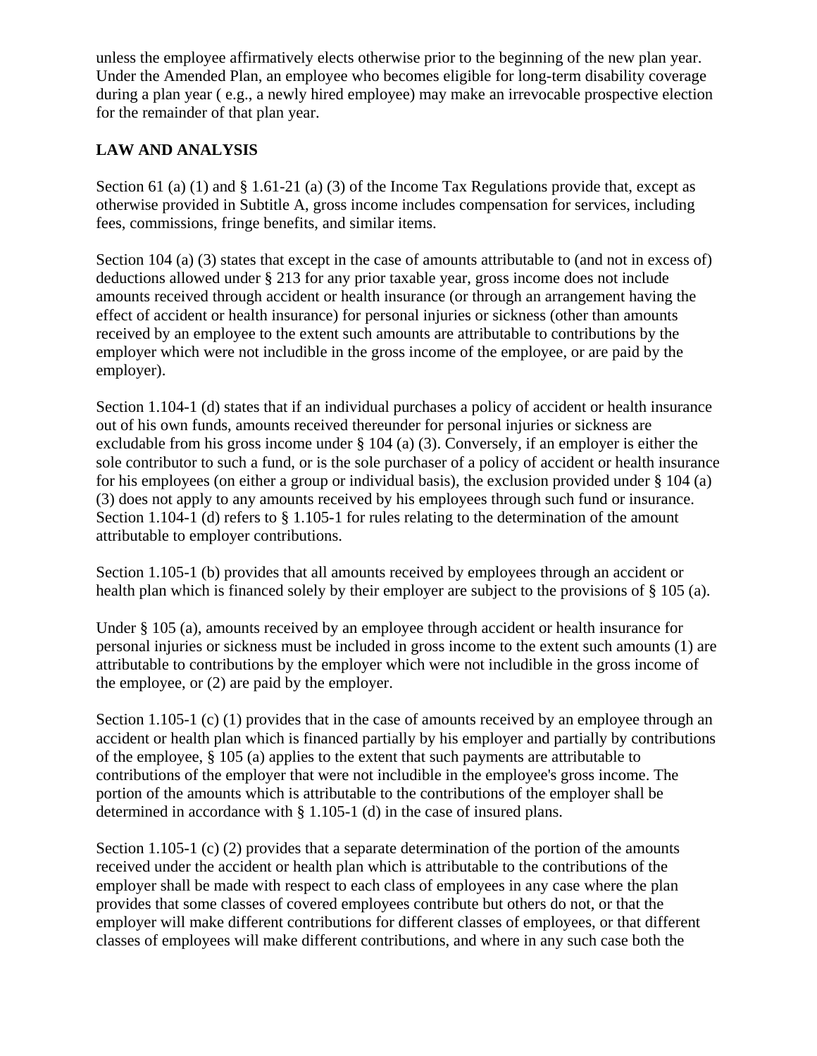unless the employee affirmatively elects otherwise prior to the beginning of the new plan year. Under the Amended Plan, an employee who becomes eligible for long-term disability coverage during a plan year ( e.g., a newly hired employee) may make an irrevocable prospective election for the remainder of that plan year.

**LAW AND ANALYSIS**

Section 61 (a) (1) and § 1.61-21 (a) (3) of the Income Tax Regulations provide that, except as otherwise provided in Subtitle A, gross income includes compensation for services, including fees, commissions, fringe benefits, and similar items.

Section 104 (a) (3) states that except in the case of amounts attributable to (and not in excess of) deductions allowed under § 213 for any prior taxable year, gross income does not include amounts received through accident or health insurance (or through an arrangement having the effect of accident or health insurance) for personal injuries or sickness (other than amounts received by an employee to the extent such amounts are attributable to contributions by the employer which were not includible in the gross income of the employee, or are paid by the employer).

Section 1.104-1 (d) states that if an individual purchases a policy of accident or health insurance out of his own funds, amounts received thereunder for personal injuries or sickness are excludable from his gross income under § 104 (a) (3). Conversely, if an employer is either the sole contributor to such a fund, or is the sole purchaser of a policy of accident or health insurance for his employees (on either a group or individual basis), the exclusion provided under § 104 (a) (3) does not apply to any amounts received by his employees through such fund or insurance. Section 1.104-1 (d) refers to § 1.105-1 for rules relating to the determination of the amount attributable to employer contributions.

Section 1.105-1 (b) provides that all amounts received by employees through an accident or health plan which is financed solely by their employer are subject to the provisions of § 105 (a).

Under § 105 (a), amounts received by an employee through accident or health insurance for personal injuries or sickness must be included in gross income to the extent such amounts (1) are attributable to contributions by the employer which were not includible in the gross income of the employee, or (2) are paid by the employer.

Section 1.105-1 (c) (1) provides that in the case of amounts received by an employee through an accident or health plan which is financed partially by his employer and partially by contributions of the employee, § 105 (a) applies to the extent that such payments are attributable to contributions of the employer that were not includible in the employee's gross income. The portion of the amounts which is attributable to the contributions of the employer shall be determined in accordance with § 1.105-1 (d) in the case of insured plans.

Section 1.105-1 (c) (2) provides that a separate determination of the portion of the amounts received under the accident or health plan which is attributable to the contributions of the employer shall be made with respect to each class of employees in any case where the plan provides that some classes of covered employees contribute but others do not, or that the employer will make different contributions for different classes of employees, or that different classes of employees will make different contributions, and where in any such case both the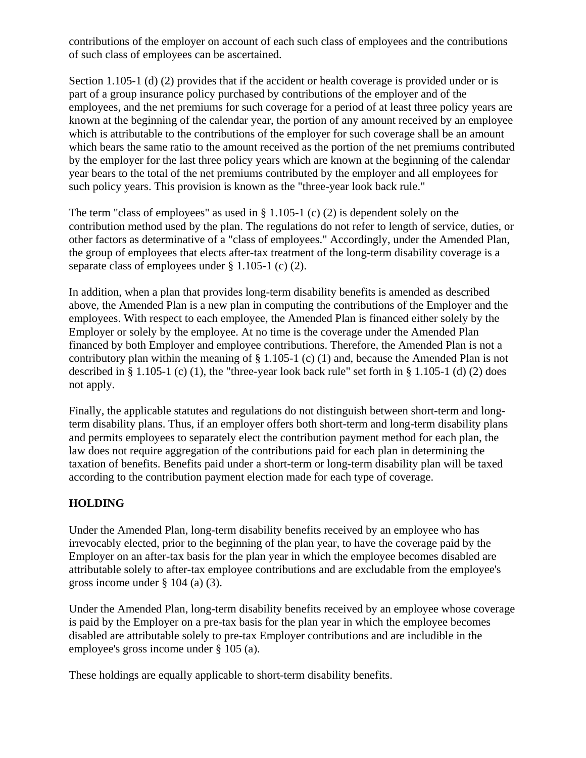contributions of the employer on account of each such class of employees and the contributions of such class of employees can be ascertained.

Section 1.105-1 (d) (2) provides that if the accident or health coverage is provided under or is part of a group insurance policy purchased by contributions of the employer and of the employees, and the net premiums for such coverage for a period of at least three policy years are known at the beginning of the calendar year, the portion of any amount received by an employee which is attributable to the contributions of the employer for such coverage shall be an amount which bears the same ratio to the amount received as the portion of the net premiums contributed by the employer for the last three policy years which are known at the beginning of the calendar year bears to the total of the net premiums contributed by the employer and all employees for such policy years. This provision is known as the "three-year look back rule."

The term "class of employees" as used in § 1.105-1 (c) (2) is dependent solely on the contribution method used by the plan. The regulations do not refer to length of service, duties, or other factors as determinative of a "class of employees." Accordingly, under the Amended Plan, the group of employees that elects after-tax treatment of the long-term disability coverage is a separate class of employees under § 1.105-1 (c) (2).

In addition, when a plan that provides long-term disability benefits is amended as described above, the Amended Plan is a new plan in computing the contributions of the Employer and the employees. With respect to each employee, the Amended Plan is financed either solely by the Employer or solely by the employee. At no time is the coverage under the Amended Plan financed by both Employer and employee contributions. Therefore, the Amended Plan is not a contributory plan within the meaning of § 1.105-1 (c) (1) and, because the Amended Plan is not described in § 1.105-1 (c) (1), the "three-year look back rule" set forth in § 1.105-1 (d) (2) does not apply.

Finally, the applicable statutes and regulations do not distinguish between short-term and long-term disability plans. Thus, if an employer offers both short-term and long-term disability plans and permits employees to separately elect the contribution payment method for each plan, the law does not require aggregation of the contributions paid for each plan in determining the taxation of benefits. Benefits paid under a short-term or long-term disability plan will be taxed according to the contribution payment election made for each type of coverage.

**HOLDING**

Under the Amended Plan, long-term disability benefits received by an employee who has irrevocably elected, prior to the beginning of the plan year, to have the coverage paid by the Employer on an after-tax basis for the plan year in which the employee becomes disabled are attributable solely to after-tax employee contributions and are excludable from the employee's gross income under § 104 (a) (3).

Under the Amended Plan, long-term disability benefits received by an employee whose coverage is paid by the Employer on a pre-tax basis for the plan year in which the employee becomes disabled are attributable solely to pre-tax Employer contributions and are includible in the employee's gross income under § 105 (a).

These holdings are equally applicable to short-term disability benefits.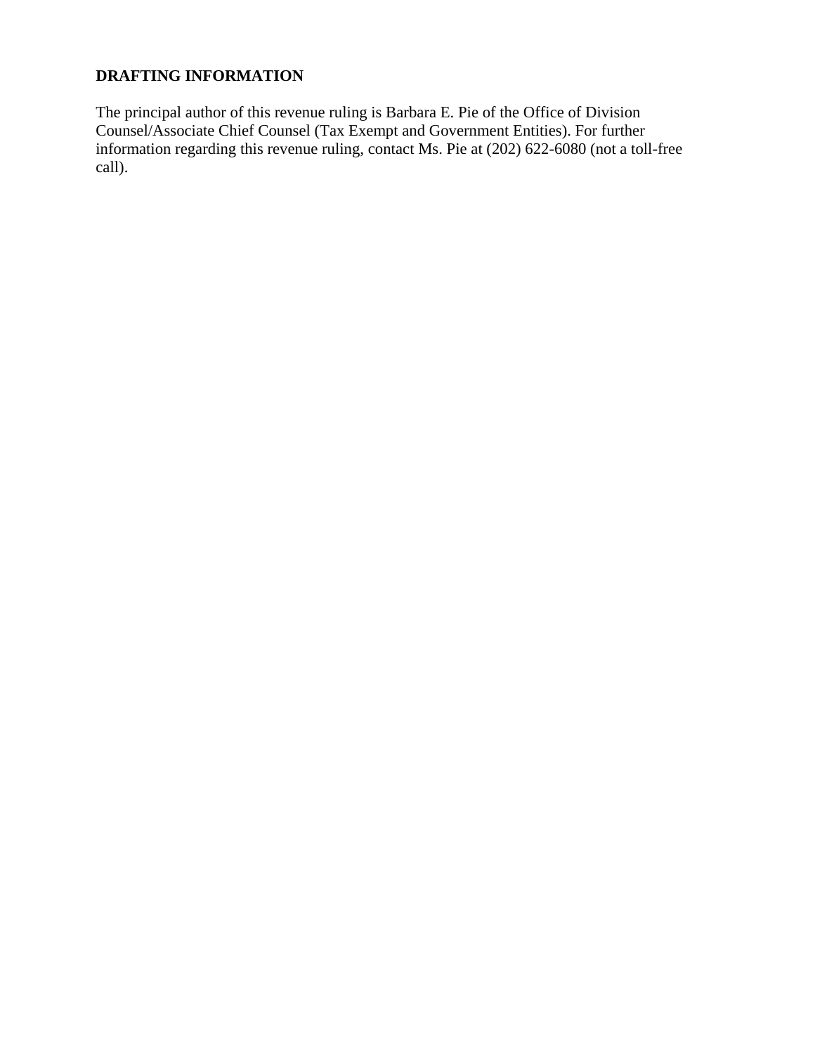**DRAFTING INFORMATION**

The principal author of this revenue ruling is Barbara E. Pie of the Office of Division Counsel/Associate Chief Counsel (Tax Exempt and Government Entities). For further information regarding this revenue ruling, contact Ms. Pie at (202) 622-6080 (not a toll-free call).